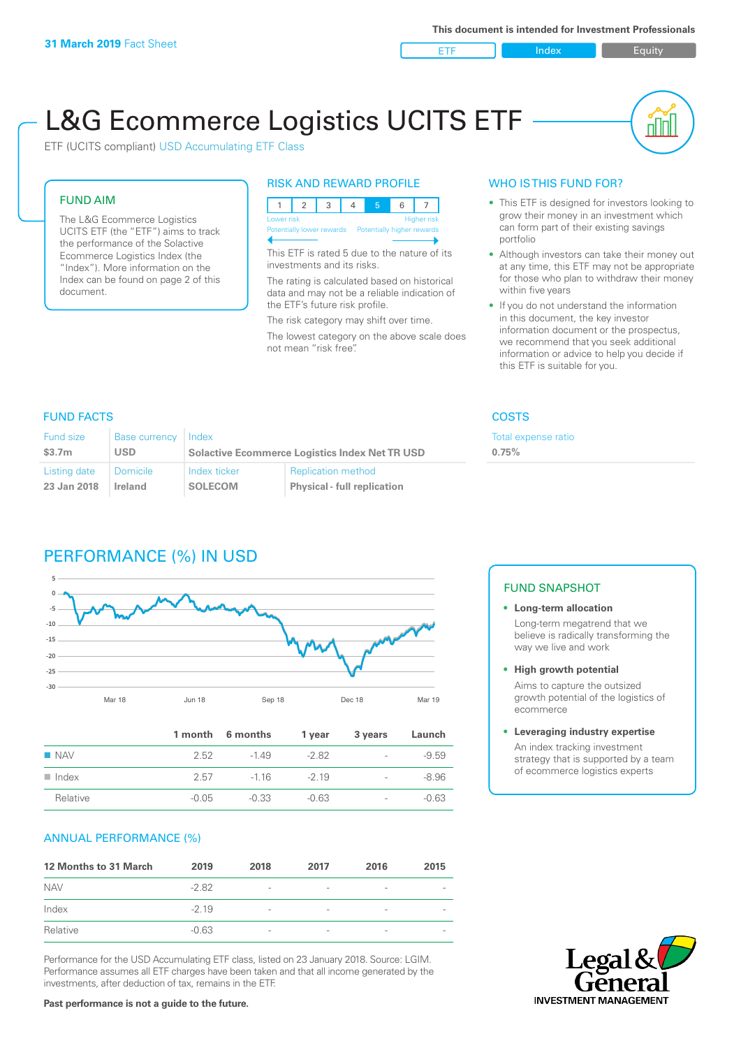**31 March 2019** Fact Sheet

**This document is intended for Investment Professionals**

ETF | Index | Equity

# L&G Ecommerce Logistics UCITS ETF

ETF (UCITS compliant) USD Accumulating ETF Class

## FUND AIM

The L&G Ecommerce Logistics UCITS ETF (the "ETF") aims to track the performance of the Solactive Ecommerce Logistics Index (the "Index"). More information on the Index can be found on page 2 of this document.

## RISK AND REWARD PROFILE

| 1 | 2 | 3 | 4 | **5** | 6 | 7 |
|---|---|---|---|---|---|---|

Lower risk — Potentially lower rewards | Higher risk — Potentially higher rewards

This ETF is rated 5 due to the nature of its investments and its risks.

The rating is calculated based on historical data and may not be a reliable indication of the ETF's future risk profile.

The risk category may shift over time.

The lowest category on the above scale does not mean "risk free".

## WHO IS THIS FUND FOR?

- This ETF is designed for investors looking to grow their money in an investment which can form part of their existing savings portfolio
- Although investors can take their money out at any time, this ETF may not be appropriate for those who plan to withdraw their money within five years
- If you do not understand the information in this document, the key investor information document or the prospectus, we recommend that you seek additional information or advice to help you decide if this ETF is suitable for you.

## FUND FACTS

| Fund size | Base currency | Index | |
|---|---|---|---|
| **$3.7m** | **USD** | **Solactive Ecommerce Logistics Index Net TR USD** | |
| **Listing date** | **Domicile** | **Index ticker** | **Replication method** |
| **23 Jan 2018** | **Ireland** | **SOLECOM** | **Physical - full replication** |

## COSTS

| Total expense ratio |
|---|
| **0.75%** |

## PERFORMANCE (%) IN USD

| | 1 month | 6 months | 1 year | 3 years | Launch |
|---|---|---|---|---|---|
| NAV | 2.52 | -1.49 | -2.82 | - | -9.59 |
| Index | 2.57 | -1.16 | -2.19 | - | -8.96 |
| Relative | -0.05 | -0.33 | -0.63 | - | -0.63 |

### ANNUAL PERFORMANCE (%)

| 12 Months to 31 March | 2019 | 2018 | 2017 | 2016 | 2015 |
|---|---|---|---|---|---|
| NAV | -2.82 | - | - | - | - |
| Index | -2.19 | - | - | - | - |
| Relative | -0.63 | - | - | - | - |

Performance for the USD Accumulating ETF class, listed on 23 January 2018. Source: LGIM. Performance assumes all ETF charges have been taken and that all income generated by the investments, after deduction of tax, remains in the ETF.

**Past performance is not a guide to the future.**

## FUND SNAPSHOT

- **Long-term allocation**
  Long-term megatrend that we believe is radically transforming the way we live and work
- **High growth potential**
  Aims to capture the outsized growth potential of the logistics of ecommerce
- **Leveraging industry expertise**
  An index tracking investment strategy that is supported by a team of ecommerce logistics experts

Legal & General INVESTMENT MANAGEMENT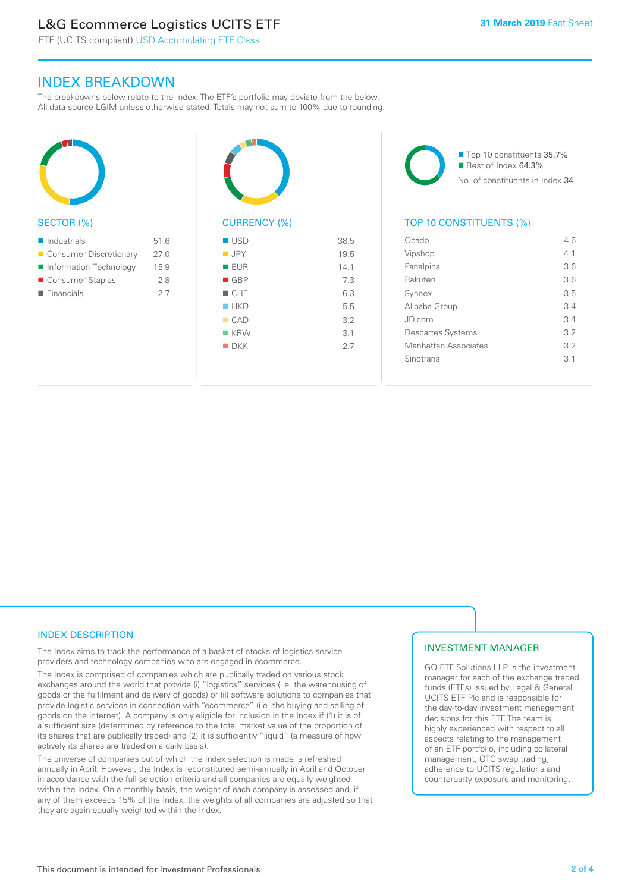## INDEX BREAKDOWN

The breakdowns below relate to the Index. The ETF's portfolio may deviate from the below. All data source LGIM unless otherwise stated. Totals may not sum to 100% due to rounding.

### SECTOR (%)

| Sector | % |
|---|---|
| Industrials | 51.6 |
| Consumer Discretionary | 27.0 |
| Information Technology | 15.9 |
| Consumer Staples | 2.8 |
| Financials | 2.7 |

### CURRENCY (%)

| Currency | % |
|---|---|
| USD | 38.5 |
| JPY | 19.5 |
| EUR | 14.1 |
| GBP | 7.3 |
| CHF | 6.3 |
| HKD | 5.5 |
| CAD | 3.2 |
| KRW | 3.1 |
| DKK | 2.7 |

- Top 10 constituents 35.7%
- Rest of Index 64.3%

No. of constituents in Index 34

### TOP 10 CONSTITUENTS (%)

| Constituent | % |
|---|---|
| Ocado | 4.6 |
| Vipshop | 4.1 |
| Panalpina | 3.6 |
| Rakuten | 3.6 |
| Synnex | 3.5 |
| Alibaba Group | 3.4 |
| JD.com | 3.4 |
| Descartes Systems | 3.2 |
| Manhattan Associates | 3.2 |
| Sinotrans | 3.1 |

### INDEX DESCRIPTION

The Index aims to track the performance of a basket of stocks of logistics service providers and technology companies who are engaged in ecommerce.

The Index is comprised of companies which are publically traded on various stock exchanges around the world that provide (i) "logistics" services (i.e. the warehousing of goods or the fulfilment and delivery of goods) or (ii) software solutions to companies that provide logistic services in connection with "ecommerce" (i.e. the buying and selling of goods on the internet). A company is only eligible for inclusion in the Index if (1) it is of a sufficient size (determined by reference to the total market value of the proportion of its shares that are publically traded) and (2) it is sufficiently "liquid" (a measure of how actively its shares are traded on a daily basis).

The universe of companies out of which the Index selection is made is refreshed annually in April. However, the Index is reconstituted semi-annually in April and October in accordance with the full selection criteria and all companies are equally weighted within the Index. On a monthly basis, the weight of each company is assessed and, if any of them exceeds 15% of the Index, the weights of all companies are adjusted so that they are again equally weighted within the Index.

### INVESTMENT MANAGER

GO ETF Solutions LLP is the investment manager for each of the exchange traded funds (ETFs) issued by Legal & General UCITS ETF Plc and is responsible for the day-to-day investment management decisions for this ETF. The team is highly experienced with respect to all aspects relating to the management of an ETF portfolio, including collateral management, OTC swap trading, adherence to UCITS regulations and counterparty exposure and monitoring.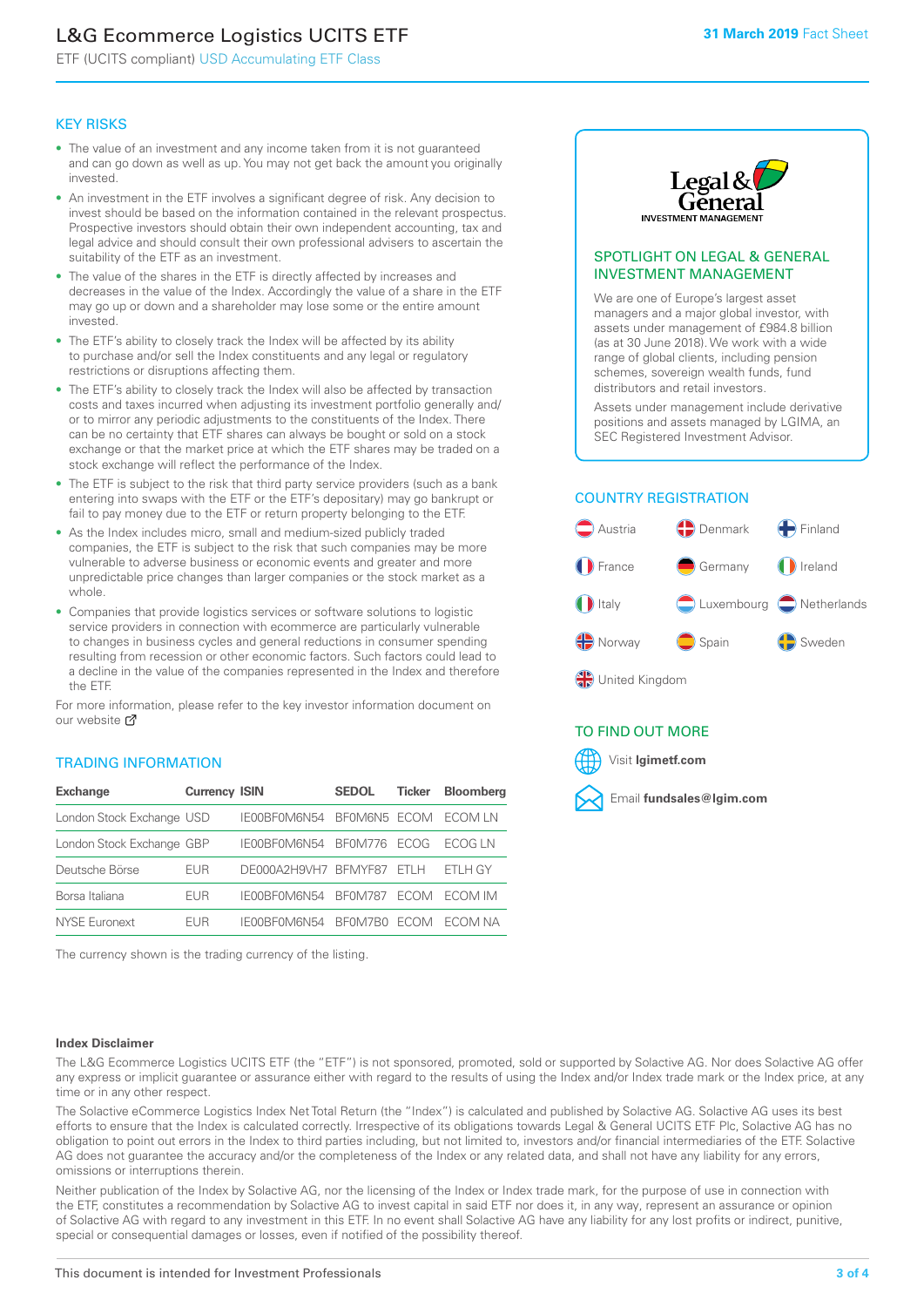# L&G Ecommerce Logistics UCITS ETF

ETF (UCITS compliant) USD Accumulating ETF Class

**31 March 2019** Fact Sheet

## KEY RISKS

- The value of an investment and any income taken from it is not guaranteed and can go down as well as up. You may not get back the amount you originally invested.
- An investment in the ETF involves a significant degree of risk. Any decision to invest should be based on the information contained in the relevant prospectus. Prospective investors should obtain their own independent accounting, tax and legal advice and should consult their own professional advisers to ascertain the suitability of the ETF as an investment.
- The value of the shares in the ETF is directly affected by increases and decreases in the value of the Index. Accordingly the value of a share in the ETF may go up or down and a shareholder may lose some or the entire amount invested.
- The ETF's ability to closely track the Index will be affected by its ability to purchase and/or sell the Index constituents and any legal or regulatory restrictions or disruptions affecting them.
- The ETF's ability to closely track the Index will also be affected by transaction costs and taxes incurred when adjusting its investment portfolio generally and/or to mirror any periodic adjustments to the constituents of the Index. There can be no certainty that ETF shares can always be bought or sold on a stock exchange or that the market price at which the ETF shares may be traded on a stock exchange will reflect the performance of the Index.
- The ETF is subject to the risk that third party service providers (such as a bank entering into swaps with the ETF or the ETF's depositary) may go bankrupt or fail to pay money due to the ETF or return property belonging to the ETF.
- As the Index includes micro, small and medium-sized publicly traded companies, the ETF is subject to the risk that such companies may be more vulnerable to adverse business or economic events and greater and more unpredictable price changes than larger companies or the stock market as a whole.
- Companies that provide logistics services or software solutions to logistic service providers in connection with ecommerce are particularly vulnerable to changes in business cycles and general reductions in consumer spending resulting from recession or other economic factors. Such factors could lead to a decline in the value of the companies represented in the Index and therefore the ETF.

For more information, please refer to the key investor information document on our website

## TRADING INFORMATION

| Exchange | Currency | ISIN | SEDOL | Ticker | Bloomberg |
|---|---|---|---|---|---|
| London Stock Exchange | USD | IE00BF0M6N54 | BF0M6N5 | ECOM | ECOM LN |
| London Stock Exchange | GBP | IE00BF0M6N54 | BF0M776 | ECOG | ECOG LN |
| Deutsche Börse | EUR | DE000A2H9VH7 | BFMYF87 | ETLH | ETLH GY |
| Borsa Italiana | EUR | IE00BF0M6N54 | BF0M787 | ECOM | ECOM IM |
| NYSE Euronext | EUR | IE00BF0M6N54 | BF0M7B0 | ECOM | ECOM NA |

The currency shown is the trading currency of the listing.

## SPOTLIGHT ON LEGAL & GENERAL INVESTMENT MANAGEMENT

We are one of Europe's largest asset managers and a major global investor, with assets under management of £984.8 billion (as at 30 June 2018). We work with a wide range of global clients, including pension schemes, sovereign wealth funds, fund distributors and retail investors.

Assets under management include derivative positions and assets managed by LGIMA, an SEC Registered Investment Advisor.

## COUNTRY REGISTRATION

- Austria
- Denmark
- Finland
- France
- Germany
- Ireland
- Italy
- Luxembourg
- Netherlands
- Norway
- Spain
- Sweden
- United Kingdom

## TO FIND OUT MORE

Visit **lgimetf.com**

Email **fundsales@lgim.com**

**Index Disclaimer**

The L&G Ecommerce Logistics UCITS ETF (the "ETF") is not sponsored, promoted, sold or supported by Solactive AG. Nor does Solactive AG offer any express or implicit guarantee or assurance either with regard to the results of using the Index and/or Index trade mark or the Index price, at any time or in any other respect.

The Solactive eCommerce Logistics Index Net Total Return (the "Index") is calculated and published by Solactive AG. Solactive AG uses its best efforts to ensure that the Index is calculated correctly. Irrespective of its obligations towards Legal & General UCITS ETF Plc, Solactive AG has no obligation to point out errors in the Index to third parties including, but not limited to, investors and/or financial intermediaries of the ETF. Solactive AG does not guarantee the accuracy and/or the completeness of the Index or any related data, and shall not have any liability for any errors, omissions or interruptions therein.

Neither publication of the Index by Solactive AG, nor the licensing of the Index or Index trade mark, for the purpose of use in connection with the ETF, constitutes a recommendation by Solactive AG to invest capital in said ETF nor does it, in any way, represent an assurance or opinion of Solactive AG with regard to any investment in this ETF. In no event shall Solactive AG have any liability for any lost profits or indirect, punitive, special or consequential damages or losses, even if notified of the possibility thereof.

This document is intended for Investment Professionals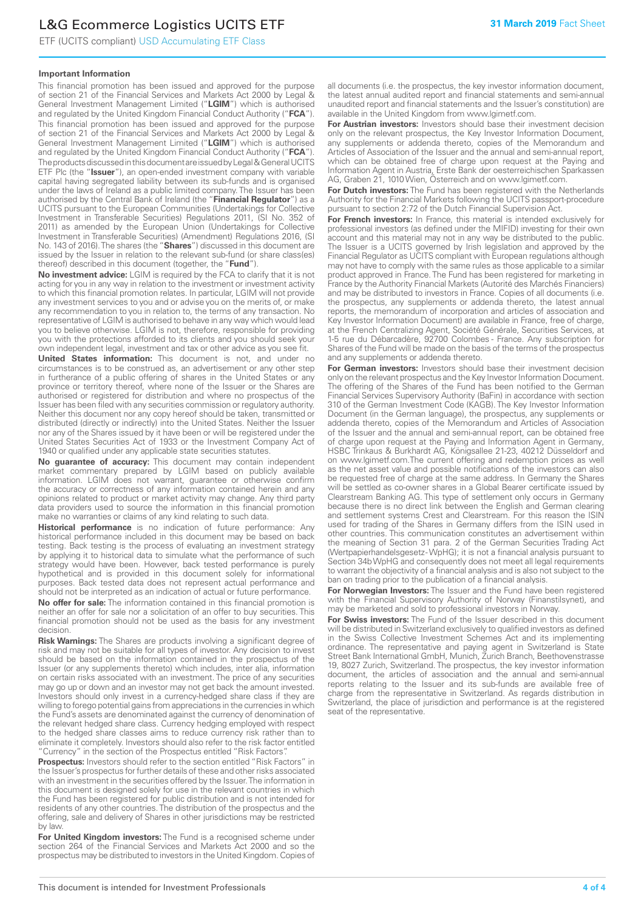## Important Information

This financial promotion has been issued and approved for the purpose of section 21 of the Financial Services and Markets Act 2000 by Legal & General Investment Management Limited ("**LGIM**") which is authorised and regulated by the United Kingdom Financial Conduct Authority ("**FCA**"). This financial promotion has been issued and approved for the purpose of section 21 of the Financial Services and Markets Act 2000 by Legal & General Investment Management Limited ("**LGIM**") which is authorised and regulated by the United Kingdom Financial Conduct Authority ("**FCA**"). The products discussed in this document are issued by Legal & General UCITS ETF Plc (the "**Issuer**"), an open-ended investment company with variable capital having segregated liability between its sub-funds and is organised under the laws of Ireland as a public limited company. The Issuer has been authorised by the Central Bank of Ireland (the "**Financial Regulator**") as a UCITS pursuant to the European Communities (Undertakings for Collective Investment in Transferable Securities) Regulations 2011, (SI No. 352 of 2011) as amended by the European Union (Undertakings for Collective Investment in Transferable Securities) (Amendment) Regulations 2016, (SI No. 143 of 2016). The shares (the "**Shares**") discussed in this document are issued by the Issuer in relation to the relevant sub-fund (or share class(es) thereof) described in this document (together, the "**Fund**").

**No investment advice:** LGIM is required by the FCA to clarify that it is not acting for you in any way in relation to the investment or investment activity to which this financial promotion relates. In particular, LGIM will not provide any investment services to you and or advise you on the merits of, or make any recommendation to you in relation to, the terms of any transaction. No representative of LGIM is authorised to behave in any way which would lead you to believe otherwise. LGIM is not, therefore, responsible for providing you with the protections afforded to its clients and you should seek your own independent legal, investment and tax or other advice as you see fit.

**United States information:** This document is not, and under no circumstances is to be construed as, an advertisement or any other step in furtherance of a public offering of shares in the United States or any province or territory thereof, where none of the Issuer or the Shares are authorised or registered for distribution and where no prospectus of the Issuer has been filed with any securities commission or regulatory authority. Neither this document nor any copy hereof should be taken, transmitted or distributed (directly or indirectly) into the United States. Neither the Issuer nor any of the Shares issued by it have been or will be registered under the United States Securities Act of 1933 or the Investment Company Act of 1940 or qualified under any applicable state securities statutes.

**No guarantee of accuracy:** This document may contain independent market commentary prepared by LGIM based on publicly available information. LGIM does not warrant, guarantee or otherwise confirm the accuracy or correctness of any information contained herein and any opinions related to product or market activity may change. Any third party data providers used to source the information in this financial promotion make no warranties or claims of any kind relating to such data.

**Historical performance** is no indication of future performance: Any historical performance included in this document may be based on back testing. Back testing is the process of evaluating an investment strategy by applying it to historical data to simulate what the performance of such strategy would have been. However, back tested performance is purely hypothetical and is provided in this document solely for informational purposes. Back tested data does not represent actual performance and should not be interpreted as an indication of actual or future performance.

**No offer for sale:** The information contained in this financial promotion is neither an offer for sale nor a solicitation of an offer to buy securities. This financial promotion should not be used as the basis for any investment decision.

**Risk Warnings:** The Shares are products involving a significant degree of risk and may not be suitable for all types of investor. Any decision to invest should be based on the information contained in the prospectus of the Issuer (or any supplements thereto) which includes, inter alia, information on certain risks associated with an investment. The price of any securities may go up or down and an investor may not get back the amount invested. Investors should only invest in a currency-hedged share class if they are willing to forego potential gains from appreciations in the currencies in which the Fund's assets are denominated against the currency of denomination of the relevant hedged share class. Currency hedging employed with respect to the hedged share classes aims to reduce currency risk rather than to eliminate it completely. Investors should also refer to the risk factor entitled "Currency" in the section of the Prospectus entitled "Risk Factors".

**Prospectus:** Investors should refer to the section entitled "Risk Factors" in the Issuer's prospectus for further details of these and other risks associated with an investment in the securities offered by the Issuer. The information in this document is designed solely for use in the relevant countries in which the Fund has been registered for public distribution and is not intended for residents of any other countries. The distribution of the prospectus and the offering, sale and delivery of Shares in other jurisdictions may be restricted by law.

**For United Kingdom investors:** The Fund is a recognised scheme under section 264 of the Financial Services and Markets Act 2000 and so the prospectus may be distributed to investors in the United Kingdom. Copies of all documents (i.e. the prospectus, the key investor information document, the latest annual audited report and financial statements and semi-annual unaudited report and financial statements and the Issuer's constitution) are available in the United Kingdom from www.lgimetf.com.

**For Austrian investors:** Investors should base their investment decision only on the relevant prospectus, the Key Investor Information Document, any supplements or addenda thereto, copies of the Memorandum and Articles of Association of the Issuer and the annual and semi-annual report, which can be obtained free of charge upon request at the Paying and Information Agent in Austria, Erste Bank der oesterreichischen Sparkassen AG, Graben 21, 1010 Wien, Österreich and on www.lgimetf.com.

**For Dutch investors:** The Fund has been registered with the Netherlands Authority for the Financial Markets following the UCITS passport-procedure pursuant to section 2:72 of the Dutch Financial Supervision Act.

**For French investors:** In France, this material is intended exclusively for professional investors (as defined under the MIFID) investing for their own account and this material may not in any way be distributed to the public. The Issuer is a UCITS governed by Irish legislation and approved by the Financial Regulator as UCITS compliant with European regulations although may not have to comply with the same rules as those applicable to a similar product approved in France. The Fund has been registered for marketing in France by the Authority Financial Markets (Autorité des Marchés Financiers) and may be distributed to investors in France. Copies of all documents (i.e. the prospectus, any supplements or addenda thereto, the latest annual reports, the memorandum of incorporation and articles of association and Key Investor Information Document) are available in France, free of charge, at the French Centralizing Agent, Société Générale, Securities Services, at 1-5 rue du Débarcadère, 92700 Colombes - France. Any subscription for Shares of the Fund will be made on the basis of the terms of the prospectus and any supplements or addenda thereto.

**For German investors:** Investors should base their investment decision only on the relevant prospectus and the Key Investor Information Document. The offering of the Shares of the Fund has been notified to the German Financial Services Supervisory Authority (BaFin) in accordance with section 310 of the German Investment Code (KAGB). The Key Investor Information Document (in the German language), the prospectus, any supplements or addenda thereto, copies of the Memorandum and Articles of Association of the Issuer and the annual and semi-annual report, can be obtained free of charge upon request at the Paying and Information Agent in Germany, HSBC Trinkaus & Burkhardt AG, Königsallee 21-23, 40212 Düsseldorf and on www.lgimetf.com.The current offering and redemption prices as well as the net asset value and possible notifications of the investors can also be requested free of charge at the same address. In Germany the Shares will be settled as co-owner shares in a Global Bearer certificate issued by Clearstream Banking AG. This type of settlement only occurs in Germany because there is no direct link between the English and German clearing and settlement systems Crest and Clearstream. For this reason the ISIN used for trading of the Shares in Germany differs from the ISIN used in other countries. This communication constitutes an advertisement within the meaning of Section 31 para. 2 of the German Securities Trading Act (Wertpapierhandelsgesetz - WpHG); it is not a financial analysis pursuant to Section 34b WpHG and consequently does not meet all legal requirements to warrant the objectivity of a financial analysis and is also not subject to the ban on trading prior to the publication of a financial analysis.

**For Norwegian Investors:** The Issuer and the Fund have been registered with the Financial Supervisory Authority of Norway (Finanstilsynet), and may be marketed and sold to professional investors in Norway.

**For Swiss investors:** The Fund of the Issuer described in this document will be distributed in Switzerland exclusively to qualified investors as defined in the Swiss Collective Investment Schemes Act and its implementing ordinance. The representative and paying agent in Switzerland is State Street Bank International GmbH, Munich, Zurich Branch, Beethovenstrasse 19, 8027 Zurich, Switzerland. The prospectus, the key investor information document, the articles of association and the annual and semi-annual reports relating to the Issuer and its sub-funds are available free of charge from the representative in Switzerland. As regards distribution in Switzerland, the place of jurisdiction and performance is at the registered seat of the representative.